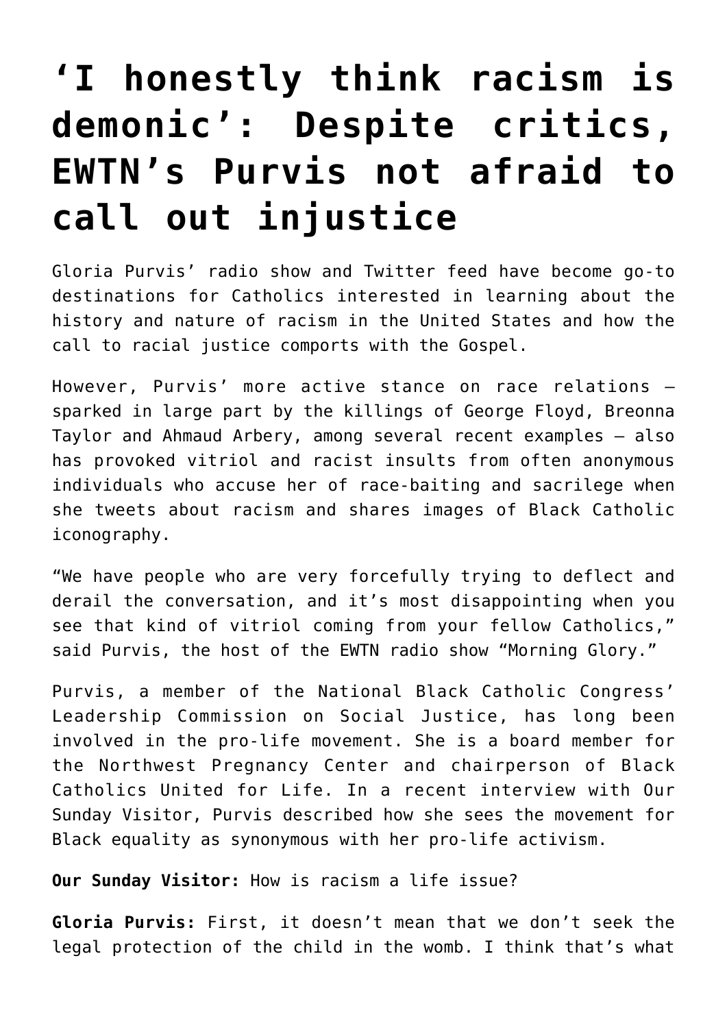# 'I honestly think racism is demonic': Despite critics, EWTN's Purvis not afraid to call out injustice

Gloria Purvis' radio show and Twitter feed have become go-to destinations for Catholics interested in learning about the history and nature of racism in the United States and how the call to racial justice comports with the Gospel.

However, Purvis' more active stance on race relations — sparked in large part by the killings of George Floyd, Breonna Taylor and Ahmaud Arbery, among several recent examples — also has provoked vitriol and racist insults from often anonymous individuals who accuse her of race-baiting and sacrilege when she tweets about racism and shares images of Black Catholic iconography.

"We have people who are very forcefully trying to deflect and derail the conversation, and it's most disappointing when you see that kind of vitriol coming from your fellow Catholics," said Purvis, the host of the EWTN radio show "Morning Glory."

Purvis, a member of the National Black Catholic Congress' Leadership Commission on Social Justice, has long been involved in the pro-life movement. She is a board member for the Northwest Pregnancy Center and chairperson of Black Catholics United for Life. In a recent interview with Our Sunday Visitor, Purvis described how she sees the movement for Black equality as synonymous with her pro-life activism.

**Our Sunday Visitor:** How is racism a life issue?

**Gloria Purvis:** First, it doesn't mean that we don't seek the legal protection of the child in the womb. I think that's what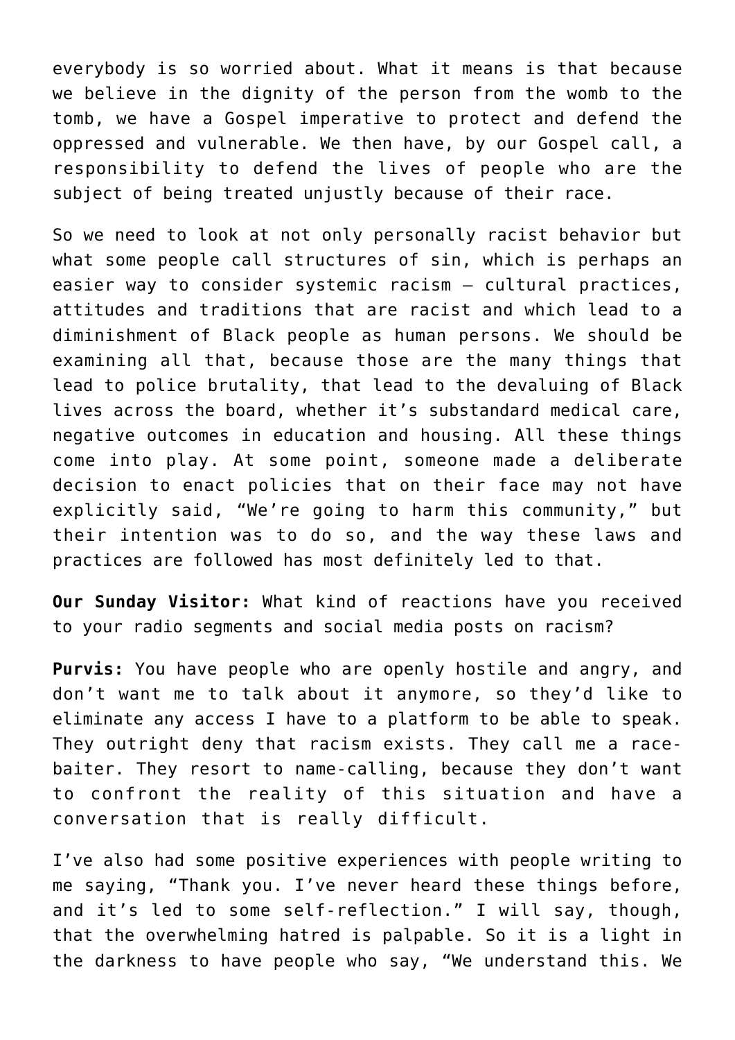everybody is so worried about. What it means is that because we believe in the dignity of the person from the womb to the tomb, we have a Gospel imperative to protect and defend the oppressed and vulnerable. We then have, by our Gospel call, a responsibility to defend the lives of people who are the subject of being treated unjustly because of their race.

So we need to look at not only personally racist behavior but what some people call structures of sin, which is perhaps an easier way to consider systemic racism — cultural practices, attitudes and traditions that are racist and which lead to a diminishment of Black people as human persons. We should be examining all that, because those are the many things that lead to police brutality, that lead to the devaluing of Black lives across the board, whether it's substandard medical care, negative outcomes in education and housing. All these things come into play. At some point, someone made a deliberate decision to enact policies that on their face may not have explicitly said, "We're going to harm this community," but their intention was to do so, and the way these laws and practices are followed has most definitely led to that.

**Our Sunday Visitor:** What kind of reactions have you received to your radio segments and social media posts on racism?

**Purvis:** You have people who are openly hostile and angry, and don't want me to talk about it anymore, so they'd like to eliminate any access I have to a platform to be able to speak. They outright deny that racism exists. They call me a race-baiter. They resort to name-calling, because they don't want to confront the reality of this situation and have a conversation that is really difficult.

I've also had some positive experiences with people writing to me saying, "Thank you. I've never heard these things before, and it's led to some self-reflection." I will say, though, that the overwhelming hatred is palpable. So it is a light in the darkness to have people who say, "We understand this. We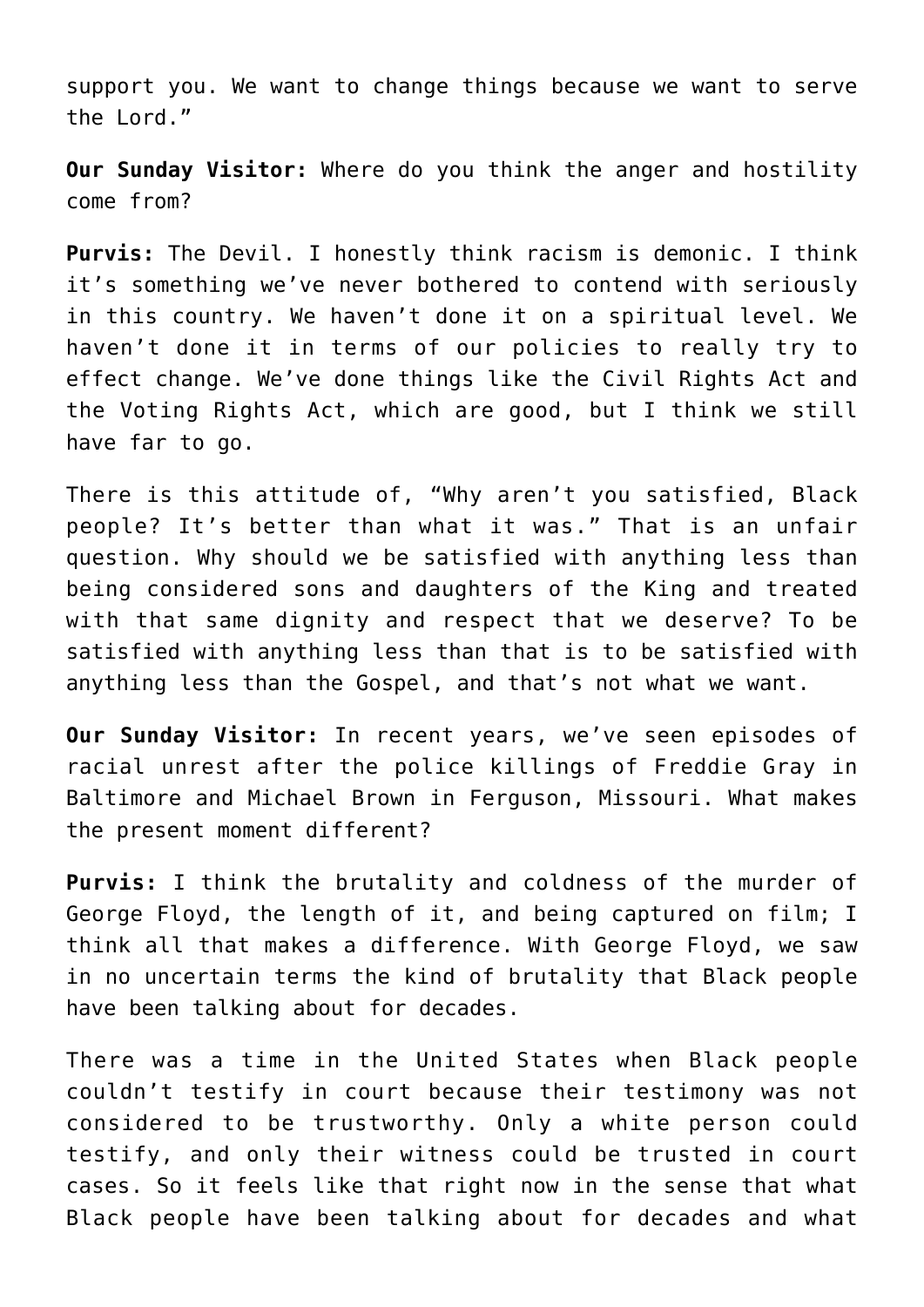support you. We want to change things because we want to serve the Lord."

**Our Sunday Visitor:** Where do you think the anger and hostility come from?

**Purvis:** The Devil. I honestly think racism is demonic. I think it's something we've never bothered to contend with seriously in this country. We haven't done it on a spiritual level. We haven't done it in terms of our policies to really try to effect change. We've done things like the Civil Rights Act and the Voting Rights Act, which are good, but I think we still have far to go.

There is this attitude of, "Why aren't you satisfied, Black people? It's better than what it was." That is an unfair question. Why should we be satisfied with anything less than being considered sons and daughters of the King and treated with that same dignity and respect that we deserve? To be satisfied with anything less than that is to be satisfied with anything less than the Gospel, and that's not what we want.

**Our Sunday Visitor:** In recent years, we've seen episodes of racial unrest after the police killings of Freddie Gray in Baltimore and Michael Brown in Ferguson, Missouri. What makes the present moment different?

**Purvis:** I think the brutality and coldness of the murder of George Floyd, the length of it, and being captured on film; I think all that makes a difference. With George Floyd, we saw in no uncertain terms the kind of brutality that Black people have been talking about for decades.

There was a time in the United States when Black people couldn't testify in court because their testimony was not considered to be trustworthy. Only a white person could testify, and only their witness could be trusted in court cases. So it feels like that right now in the sense that what Black people have been talking about for decades and what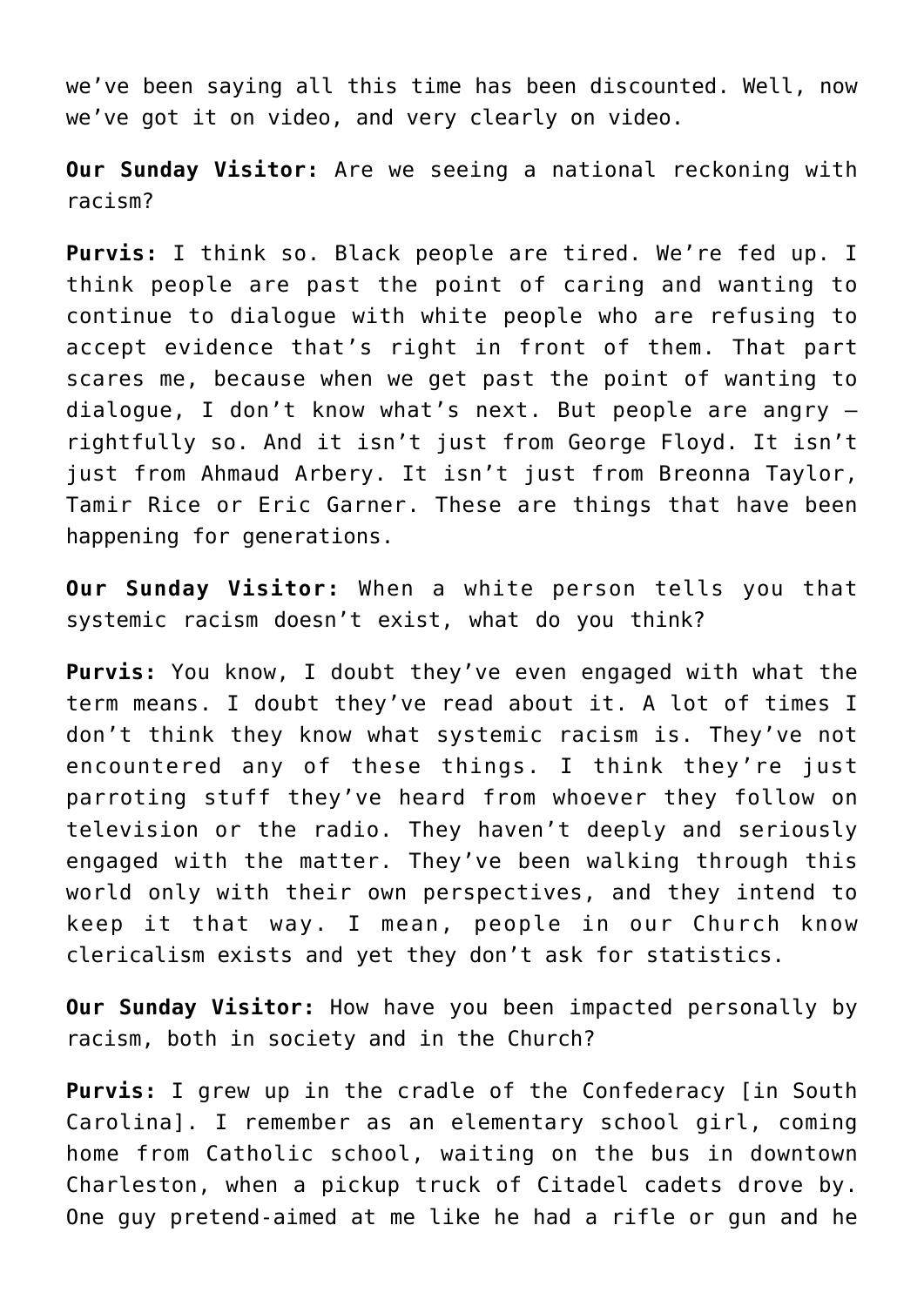we've been saying all this time has been discounted. Well, now we've got it on video, and very clearly on video.

**Our Sunday Visitor:** Are we seeing a national reckoning with racism?

**Purvis:** I think so. Black people are tired. We're fed up. I think people are past the point of caring and wanting to continue to dialogue with white people who are refusing to accept evidence that's right in front of them. That part scares me, because when we get past the point of wanting to dialogue, I don't know what's next. But people are angry — rightfully so. And it isn't just from George Floyd. It isn't just from Ahmaud Arbery. It isn't just from Breonna Taylor, Tamir Rice or Eric Garner. These are things that have been happening for generations.

**Our Sunday Visitor:** When a white person tells you that systemic racism doesn't exist, what do you think?

**Purvis:** You know, I doubt they've even engaged with what the term means. I doubt they've read about it. A lot of times I don't think they know what systemic racism is. They've not encountered any of these things. I think they're just parroting stuff they've heard from whoever they follow on television or the radio. They haven't deeply and seriously engaged with the matter. They've been walking through this world only with their own perspectives, and they intend to keep it that way. I mean, people in our Church know clericalism exists and yet they don't ask for statistics.

**Our Sunday Visitor:** How have you been impacted personally by racism, both in society and in the Church?

**Purvis:** I grew up in the cradle of the Confederacy [in South Carolina]. I remember as an elementary school girl, coming home from Catholic school, waiting on the bus in downtown Charleston, when a pickup truck of Citadel cadets drove by. One guy pretend-aimed at me like he had a rifle or gun and he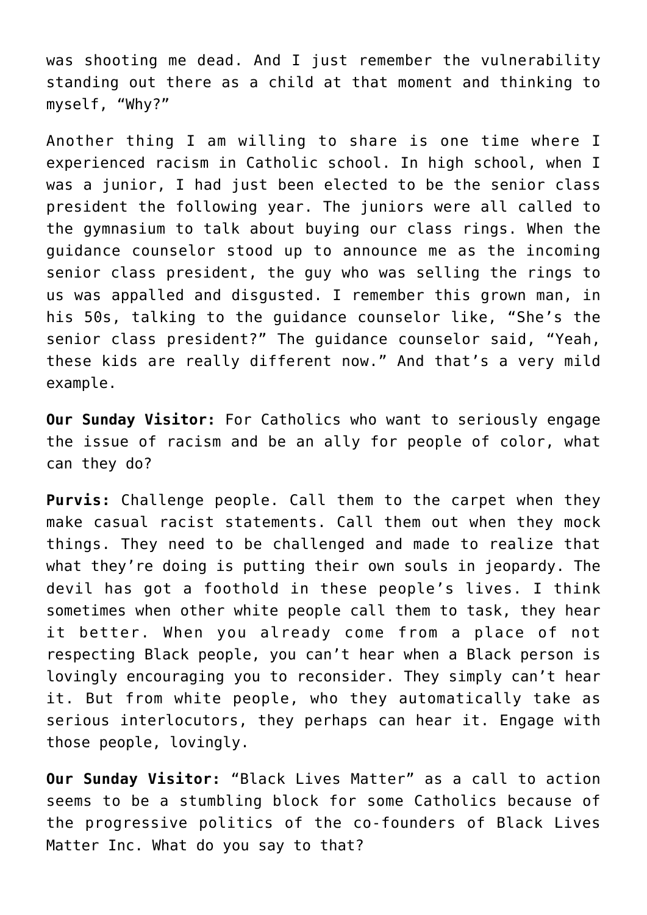was shooting me dead. And I just remember the vulnerability standing out there as a child at that moment and thinking to myself, “Why?”

Another thing I am willing to share is one time where I experienced racism in Catholic school. In high school, when I was a junior, I had just been elected to be the senior class president the following year. The juniors were all called to the gymnasium to talk about buying our class rings. When the guidance counselor stood up to announce me as the incoming senior class president, the guy who was selling the rings to us was appalled and disgusted. I remember this grown man, in his 50s, talking to the guidance counselor like, “She’s the senior class president?” The guidance counselor said, “Yeah, these kids are really different now.” And that’s a very mild example.

**Our Sunday Visitor:** For Catholics who want to seriously engage the issue of racism and be an ally for people of color, what can they do?

**Purvis:** Challenge people. Call them to the carpet when they make casual racist statements. Call them out when they mock things. They need to be challenged and made to realize that what they’re doing is putting their own souls in jeopardy. The devil has got a foothold in these people’s lives. I think sometimes when other white people call them to task, they hear it better. When you already come from a place of not respecting Black people, you can’t hear when a Black person is lovingly encouraging you to reconsider. They simply can’t hear it. But from white people, who they automatically take as serious interlocutors, they perhaps can hear it. Engage with those people, lovingly.

**Our Sunday Visitor:** “Black Lives Matter” as a call to action seems to be a stumbling block for some Catholics because of the progressive politics of the co-founders of Black Lives Matter Inc. What do you say to that?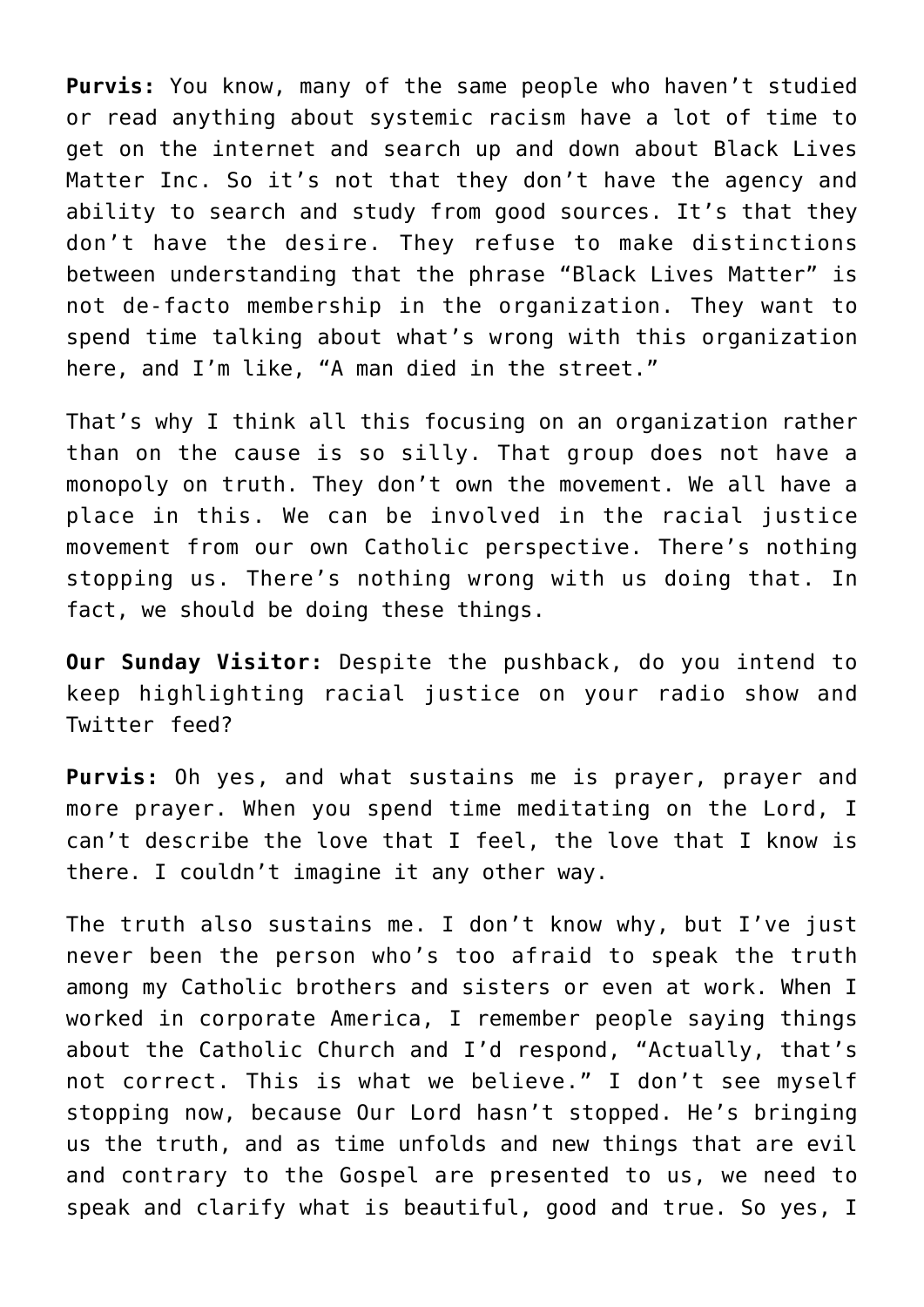**Purvis:** You know, many of the same people who haven't studied or read anything about systemic racism have a lot of time to get on the internet and search up and down about Black Lives Matter Inc. So it's not that they don't have the agency and ability to search and study from good sources. It's that they don't have the desire. They refuse to make distinctions between understanding that the phrase "Black Lives Matter" is not de-facto membership in the organization. They want to spend time talking about what's wrong with this organization here, and I'm like, "A man died in the street."

That's why I think all this focusing on an organization rather than on the cause is so silly. That group does not have a monopoly on truth. They don't own the movement. We all have a place in this. We can be involved in the racial justice movement from our own Catholic perspective. There's nothing stopping us. There's nothing wrong with us doing that. In fact, we should be doing these things.

**Our Sunday Visitor:** Despite the pushback, do you intend to keep highlighting racial justice on your radio show and Twitter feed?

**Purvis:** Oh yes, and what sustains me is prayer, prayer and more prayer. When you spend time meditating on the Lord, I can't describe the love that I feel, the love that I know is there. I couldn't imagine it any other way.

The truth also sustains me. I don't know why, but I've just never been the person who's too afraid to speak the truth among my Catholic brothers and sisters or even at work. When I worked in corporate America, I remember people saying things about the Catholic Church and I'd respond, "Actually, that's not correct. This is what we believe." I don't see myself stopping now, because Our Lord hasn't stopped. He's bringing us the truth, and as time unfolds and new things that are evil and contrary to the Gospel are presented to us, we need to speak and clarify what is beautiful, good and true. So yes, I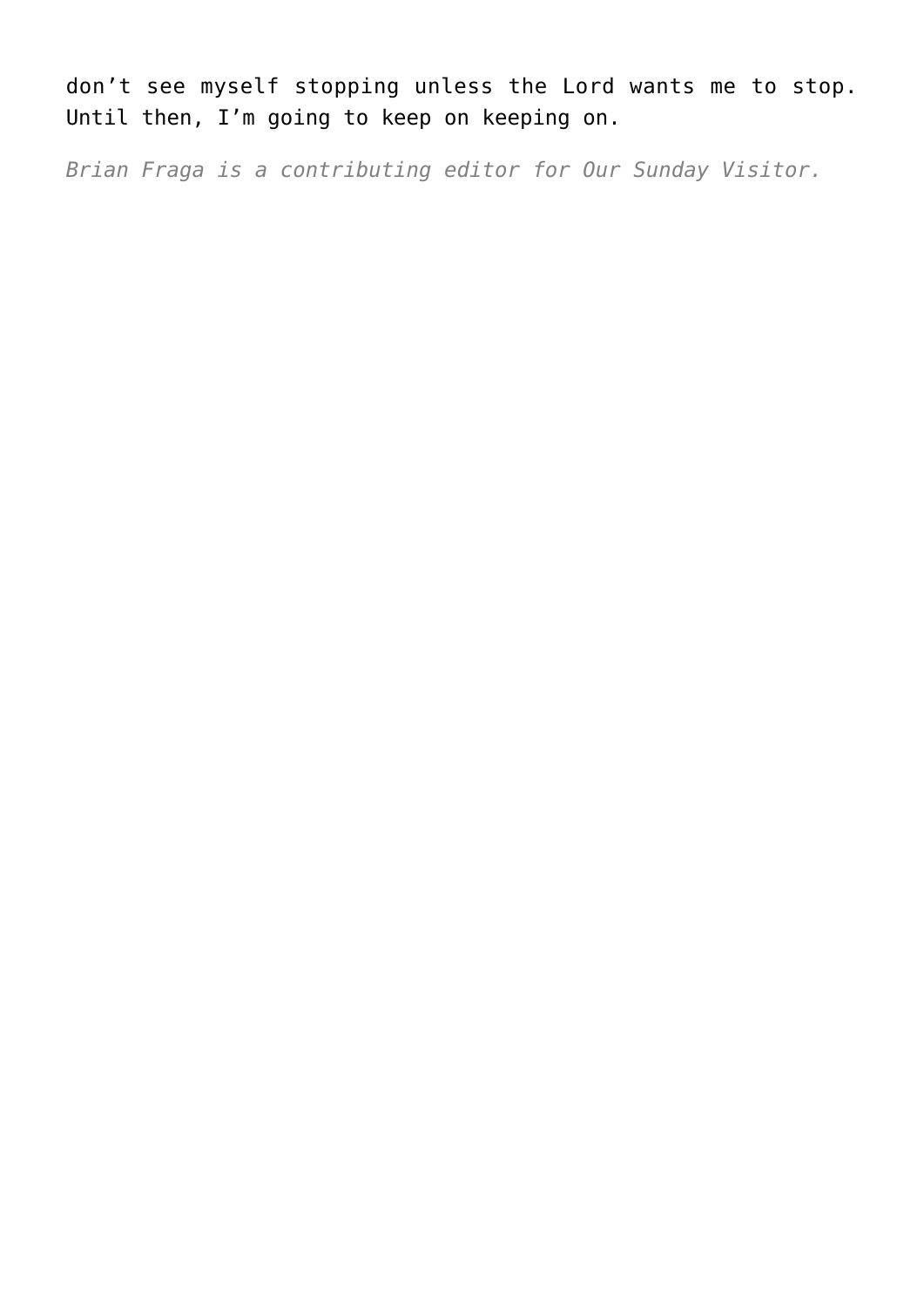don’t see myself stopping unless the Lord wants me to stop. Until then, I’m going to keep on keeping on.

*Brian Fraga is a contributing editor for Our Sunday Visitor.*